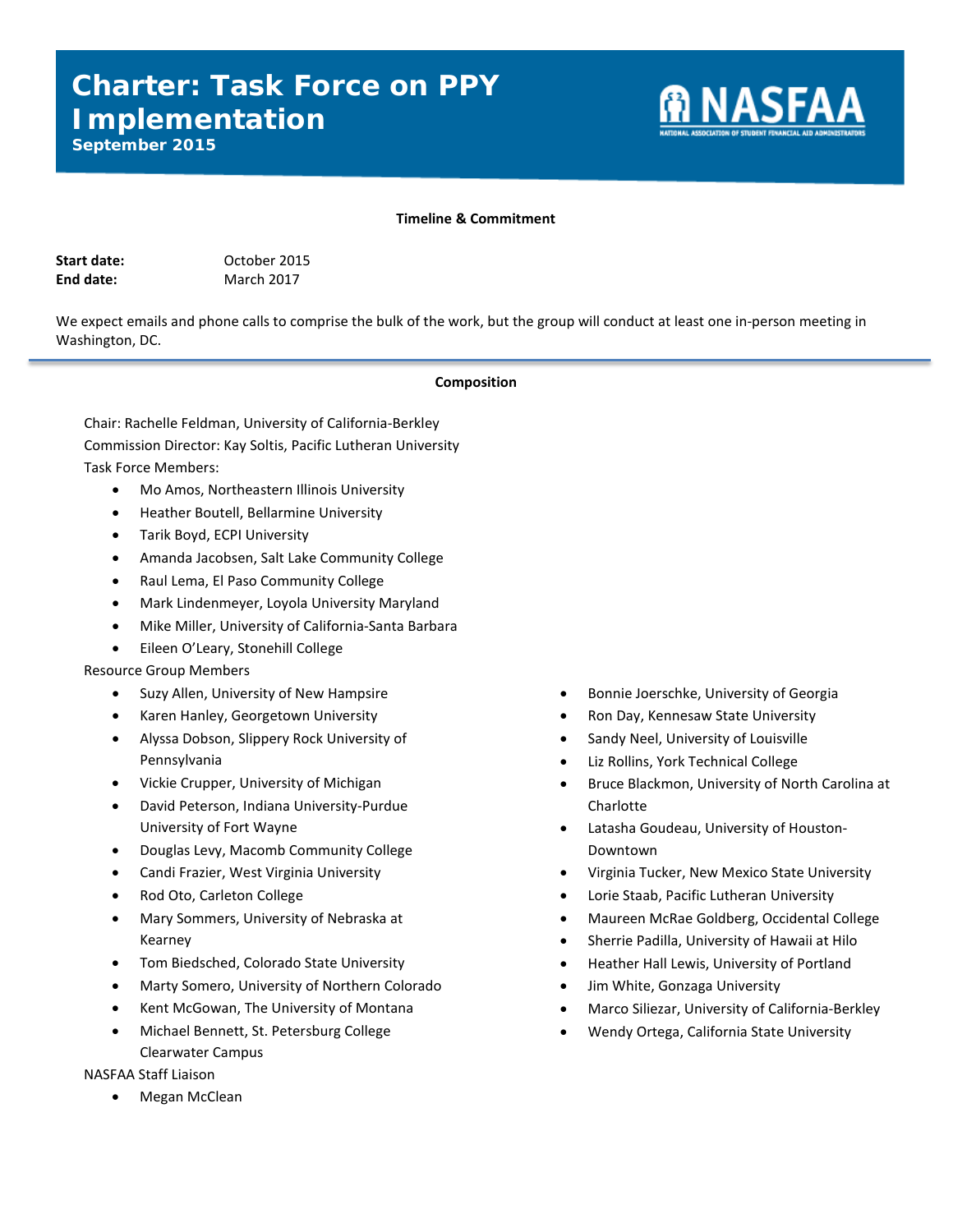# Charter: Task Force on PPY Implementation

**September 2015**

NASFAA
NATIONAL ASSOCIATION OF STUDENT FINANCIAL AID ADMINISTRATORS

## Timeline & Commitment

**Start date:** October 2015
**End date:** March 2017

We expect emails and phone calls to comprise the bulk of the work, but the group will conduct at least one in-person meeting in Washington, DC.

## Composition

Chair: Rachelle Feldman, University of California-Berkley

Commission Director: Kay Soltis, Pacific Lutheran University

Task Force Members:

- Mo Amos, Northeastern Illinois University
- Heather Boutell, Bellarmine University
- Tarik Boyd, ECPI University
- Amanda Jacobsen, Salt Lake Community College
- Raul Lema, El Paso Community College
- Mark Lindenmeyer, Loyola University Maryland
- Mike Miller, University of California-Santa Barbara
- Eileen O'Leary, Stonehill College

Resource Group Members

- Suzy Allen, University of New Hampsire
- Karen Hanley, Georgetown University
- Alyssa Dobson, Slippery Rock University of Pennsylvania
- Vickie Crupper, University of Michigan
- David Peterson, Indiana University-Purdue University of Fort Wayne
- Douglas Levy, Macomb Community College
- Candi Frazier, West Virginia University
- Rod Oto, Carleton College
- Mary Sommers, University of Nebraska at Kearney
- Tom Biedsched, Colorado State University
- Marty Somero, University of Northern Colorado
- Kent McGowan, The University of Montana
- Michael Bennett, St. Petersburg College Clearwater Campus
- Bonnie Joerschke, University of Georgia
- Ron Day, Kennesaw State University
- Sandy Neel, University of Louisville
- Liz Rollins, York Technical College
- Bruce Blackmon, University of North Carolina at Charlotte
- Latasha Goudeau, University of Houston-Downtown
- Virginia Tucker, New Mexico State University
- Lorie Staab, Pacific Lutheran University
- Maureen McRae Goldberg, Occidental College
- Sherrie Padilla, University of Hawaii at Hilo
- Heather Hall Lewis, University of Portland
- Jim White, Gonzaga University
- Marco Siliezar, University of California-Berkley
- Wendy Ortega, California State University

NASFAA Staff Liaison

- Megan McClean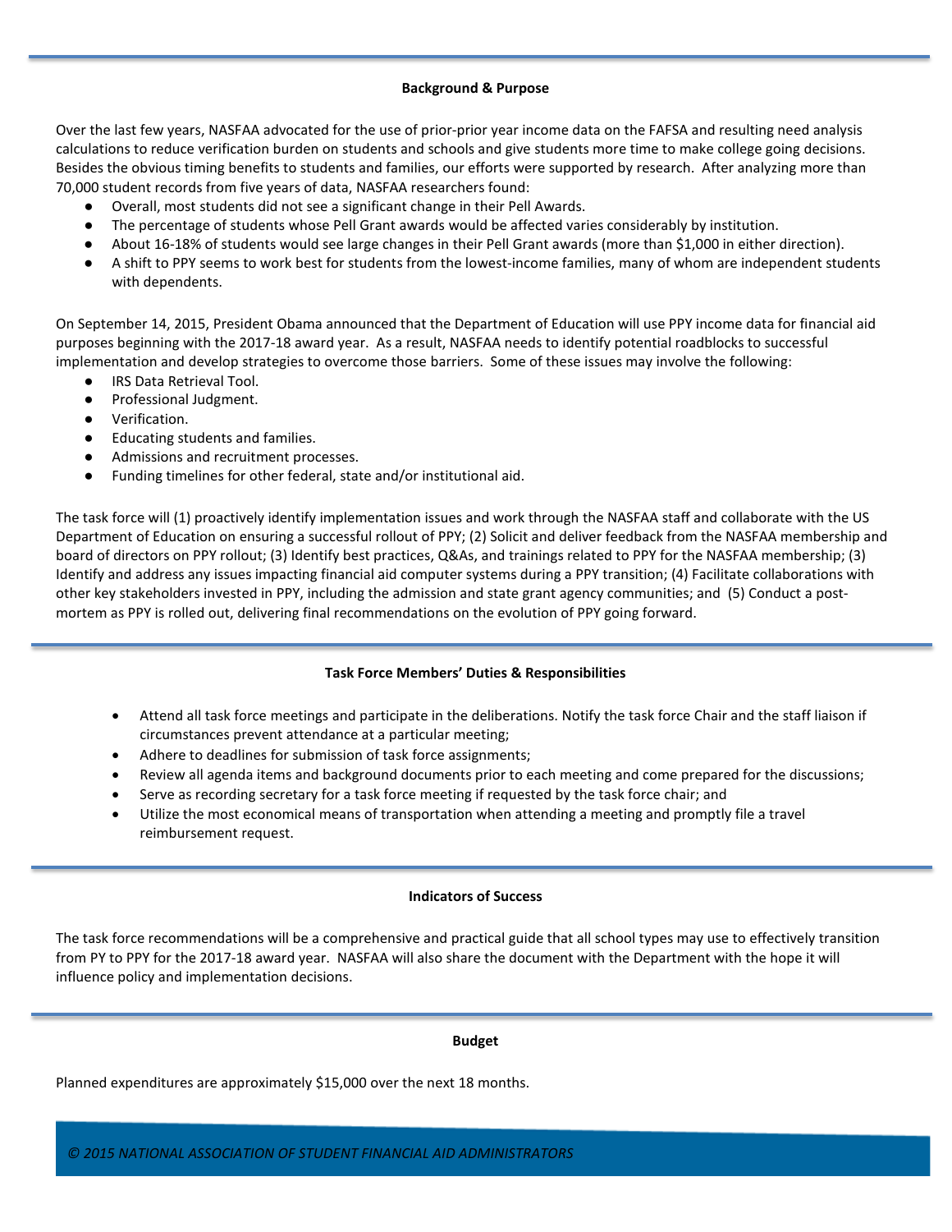## Background & Purpose

Over the last few years, NASFAA advocated for the use of prior-prior year income data on the FAFSA and resulting need analysis calculations to reduce verification burden on students and schools and give students more time to make college going decisions. Besides the obvious timing benefits to students and families, our efforts were supported by research. After analyzing more than 70,000 student records from five years of data, NASFAA researchers found:

- Overall, most students did not see a significant change in their Pell Awards.
- The percentage of students whose Pell Grant awards would be affected varies considerably by institution.
- About 16-18% of students would see large changes in their Pell Grant awards (more than $1,000 in either direction).
- A shift to PPY seems to work best for students from the lowest-income families, many of whom are independent students with dependents.

On September 14, 2015, President Obama announced that the Department of Education will use PPY income data for financial aid purposes beginning with the 2017-18 award year. As a result, NASFAA needs to identify potential roadblocks to successful implementation and develop strategies to overcome those barriers. Some of these issues may involve the following:

- IRS Data Retrieval Tool.
- Professional Judgment.
- Verification.
- Educating students and families.
- Admissions and recruitment processes.
- Funding timelines for other federal, state and/or institutional aid.

The task force will (1) proactively identify implementation issues and work through the NASFAA staff and collaborate with the US Department of Education on ensuring a successful rollout of PPY; (2) Solicit and deliver feedback from the NASFAA membership and board of directors on PPY rollout; (3) Identify best practices, Q&As, and trainings related to PPY for the NASFAA membership; (3) Identify and address any issues impacting financial aid computer systems during a PPY transition; (4) Facilitate collaborations with other key stakeholders invested in PPY, including the admission and state grant agency communities; and (5) Conduct a post-mortem as PPY is rolled out, delivering final recommendations on the evolution of PPY going forward.

## Task Force Members' Duties & Responsibilities

- Attend all task force meetings and participate in the deliberations. Notify the task force Chair and the staff liaison if circumstances prevent attendance at a particular meeting;
- Adhere to deadlines for submission of task force assignments;
- Review all agenda items and background documents prior to each meeting and come prepared for the discussions;
- Serve as recording secretary for a task force meeting if requested by the task force chair; and
- Utilize the most economical means of transportation when attending a meeting and promptly file a travel reimbursement request.

## Indicators of Success

The task force recommendations will be a comprehensive and practical guide that all school types may use to effectively transition from PY to PPY for the 2017-18 award year. NASFAA will also share the document with the Department with the hope it will influence policy and implementation decisions.

## Budget

Planned expenditures are approximately $15,000 over the next 18 months.

*© 2015 NATIONAL ASSOCIATION OF STUDENT FINANCIAL AID ADMINISTRATORS*